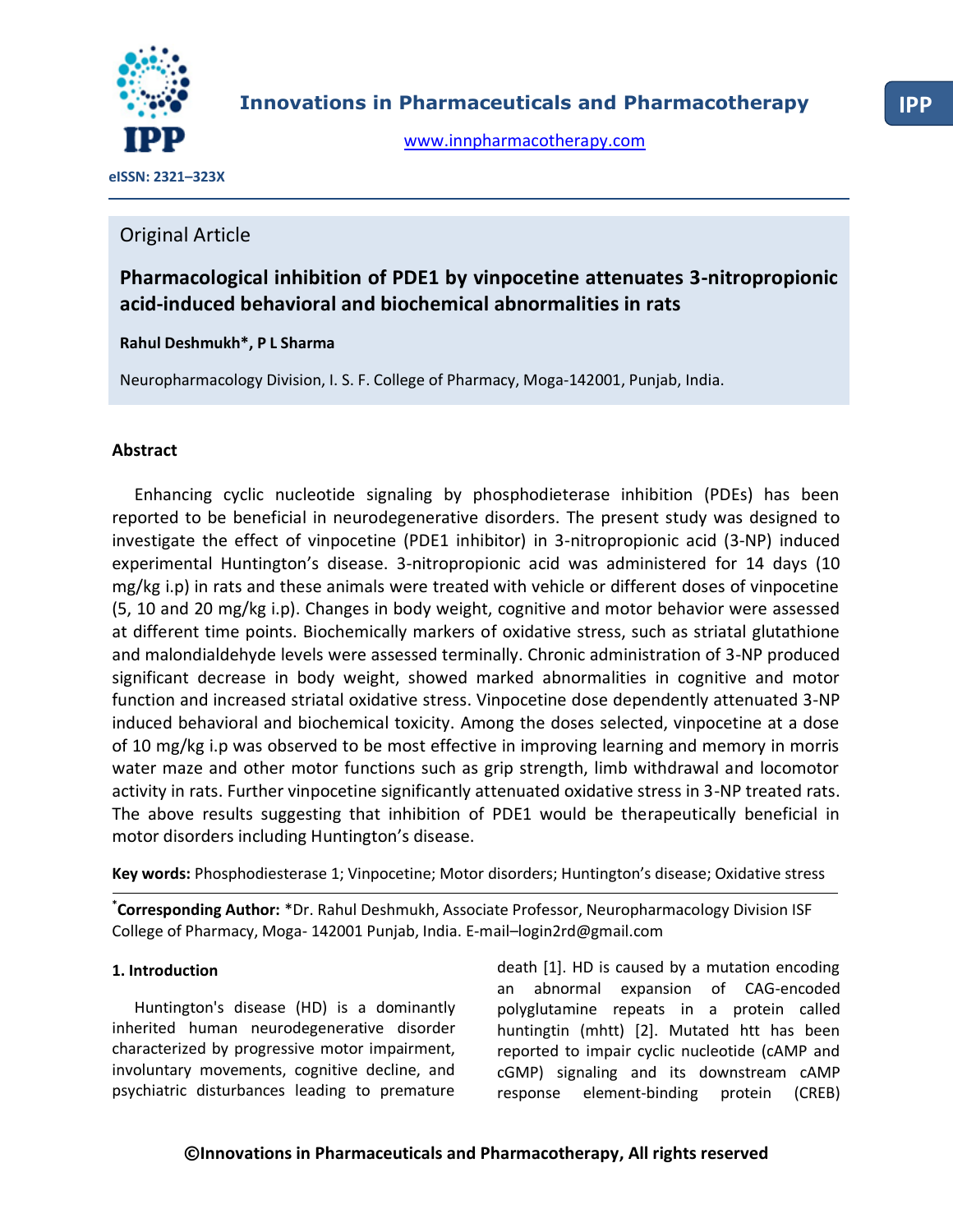**Innovations in Pharmaceuticals and Pharmacotherapy**

www.innpharmacotherapy.com

eISSN: 2321–323X

Original Article

# Pharmacological inhibition of PDE1 by vinpocetine attenuates 3-nitropropionic acid-induced behavioral and biochemical abnormalities in rats

**Rahul Deshmukh*, P L Sharma**

Neuropharmacology Division, I. S. F. College of Pharmacy, Moga-142001, Punjab, India.

## Abstract

Enhancing cyclic nucleotide signaling by phosphodieterase inhibition (PDEs) has been reported to be beneficial in neurodegenerative disorders. The present study was designed to investigate the effect of vinpocetine (PDE1 inhibitor) in 3-nitropropionic acid (3-NP) induced experimental Huntington's disease. 3-nitropropionic acid was administered for 14 days (10 mg/kg i.p) in rats and these animals were treated with vehicle or different doses of vinpocetine (5, 10 and 20 mg/kg i.p). Changes in body weight, cognitive and motor behavior were assessed at different time points. Biochemically markers of oxidative stress, such as striatal glutathione and malondialdehyde levels were assessed terminally. Chronic administration of 3-NP produced significant decrease in body weight, showed marked abnormalities in cognitive and motor function and increased striatal oxidative stress. Vinpocetine dose dependently attenuated 3-NP induced behavioral and biochemical toxicity. Among the doses selected, vinpocetine at a dose of 10 mg/kg i.p was observed to be most effective in improving learning and memory in morris water maze and other motor functions such as grip strength, limb withdrawal and locomotor activity in rats. Further vinpocetine significantly attenuated oxidative stress in 3-NP treated rats. The above results suggesting that inhibition of PDE1 would be therapeutically beneficial in motor disorders including Huntington's disease.

**Key words:** Phosphodiesterase 1; Vinpocetine; Motor disorders; Huntington's disease; Oxidative stress

[*]**Corresponding Author:** *Dr. Rahul Deshmukh, Associate Professor, Neuropharmacology Division ISF College of Pharmacy, Moga- 142001 Punjab, India. E-mail–login2rd@gmail.com

## 1. Introduction

Huntington's disease (HD) is a dominantly inherited human neurodegenerative disorder characterized by progressive motor impairment, involuntary movements, cognitive decline, and psychiatric disturbances leading to premature death [1]. HD is caused by a mutation encoding an abnormal expansion of CAG-encoded polyglutamine repeats in a protein called huntingtin (mhtt) [2]. Mutated htt has been reported to impair cyclic nucleotide (cAMP and cGMP) signaling and its downstream cAMP response element-binding protein (CREB)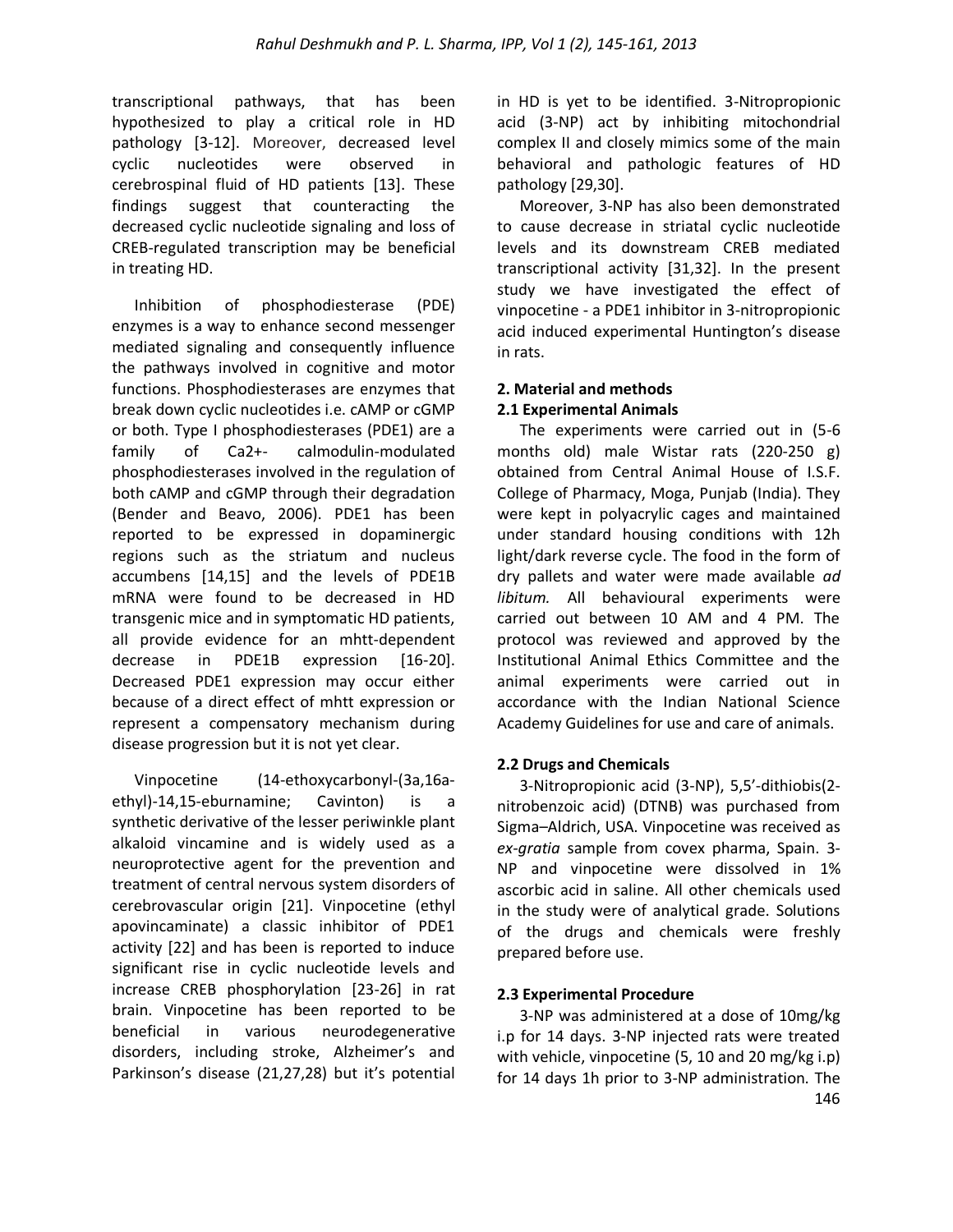transcriptional pathways, that has been hypothesized to play a critical role in HD pathology [3-12]. Moreover, decreased level cyclic nucleotides were observed in cerebrospinal fluid of HD patients [13]. These findings suggest that counteracting the decreased cyclic nucleotide signaling and loss of CREB-regulated transcription may be beneficial in treating HD.

Inhibition of phosphodiesterase (PDE) enzymes is a way to enhance second messenger mediated signaling and consequently influence the pathways involved in cognitive and motor functions. Phosphodiesterases are enzymes that break down cyclic nucleotides i.e. cAMP or cGMP or both. Type I phosphodiesterases (PDE1) are a family of Ca2+- calmodulin-modulated phosphodiesterases involved in the regulation of both cAMP and cGMP through their degradation (Bender and Beavo, 2006). PDE1 has been reported to be expressed in dopaminergic regions such as the striatum and nucleus accumbens [14,15] and the levels of PDE1B mRNA were found to be decreased in HD transgenic mice and in symptomatic HD patients, all provide evidence for an mhtt-dependent decrease in PDE1B expression [16-20]. Decreased PDE1 expression may occur either because of a direct effect of mhtt expression or represent a compensatory mechanism during disease progression but it is not yet clear.

Vinpocetine (14-ethoxycarbonyl-(3a,16a-ethyl)-14,15-eburnamine; Cavinton) is a synthetic derivative of the lesser periwinkle plant alkaloid vincamine and is widely used as a neuroprotective agent for the prevention and treatment of central nervous system disorders of cerebrovascular origin [21]. Vinpocetine (ethyl apovincaminate) a classic inhibitor of PDE1 activity [22] and has been is reported to induce significant rise in cyclic nucleotide levels and increase CREB phosphorylation [23-26] in rat brain. Vinpocetine has been reported to be beneficial in various neurodegenerative disorders, including stroke, Alzheimer's and Parkinson's disease (21,27,28) but it's potential in HD is yet to be identified. 3-Nitropropionic acid (3-NP) act by inhibiting mitochondrial complex II and closely mimics some of the main behavioral and pathologic features of HD pathology [29,30].

Moreover, 3-NP has also been demonstrated to cause decrease in striatal cyclic nucleotide levels and its downstream CREB mediated transcriptional activity [31,32]. In the present study we have investigated the effect of vinpocetine - a PDE1 inhibitor in 3-nitropropionic acid induced experimental Huntington's disease in rats.

## 2. Material and methods

### 2.1 Experimental Animals

The experiments were carried out in (5-6 months old) male Wistar rats (220-250 g) obtained from Central Animal House of I.S.F. College of Pharmacy, Moga, Punjab (India). They were kept in polyacrylic cages and maintained under standard housing conditions with 12h light/dark reverse cycle. The food in the form of dry pallets and water were made available *ad libitum.* All behavioural experiments were carried out between 10 AM and 4 PM. The protocol was reviewed and approved by the Institutional Animal Ethics Committee and the animal experiments were carried out in accordance with the Indian National Science Academy Guidelines for use and care of animals.

### 2.2 Drugs and Chemicals

3-Nitropropionic acid (3-NP), 5,5'-dithiobis(2-nitrobenzoic acid) (DTNB) was purchased from Sigma–Aldrich, USA. Vinpocetine was received as *ex-gratia* sample from covex pharma, Spain. 3-NP and vinpocetine were dissolved in 1% ascorbic acid in saline. All other chemicals used in the study were of analytical grade. Solutions of the drugs and chemicals were freshly prepared before use.

### 2.3 Experimental Procedure

3-NP was administered at a dose of 10mg/kg i.p for 14 days. 3-NP injected rats were treated with vehicle, vinpocetine (5, 10 and 20 mg/kg i.p) for 14 days 1h prior to 3-NP administration. The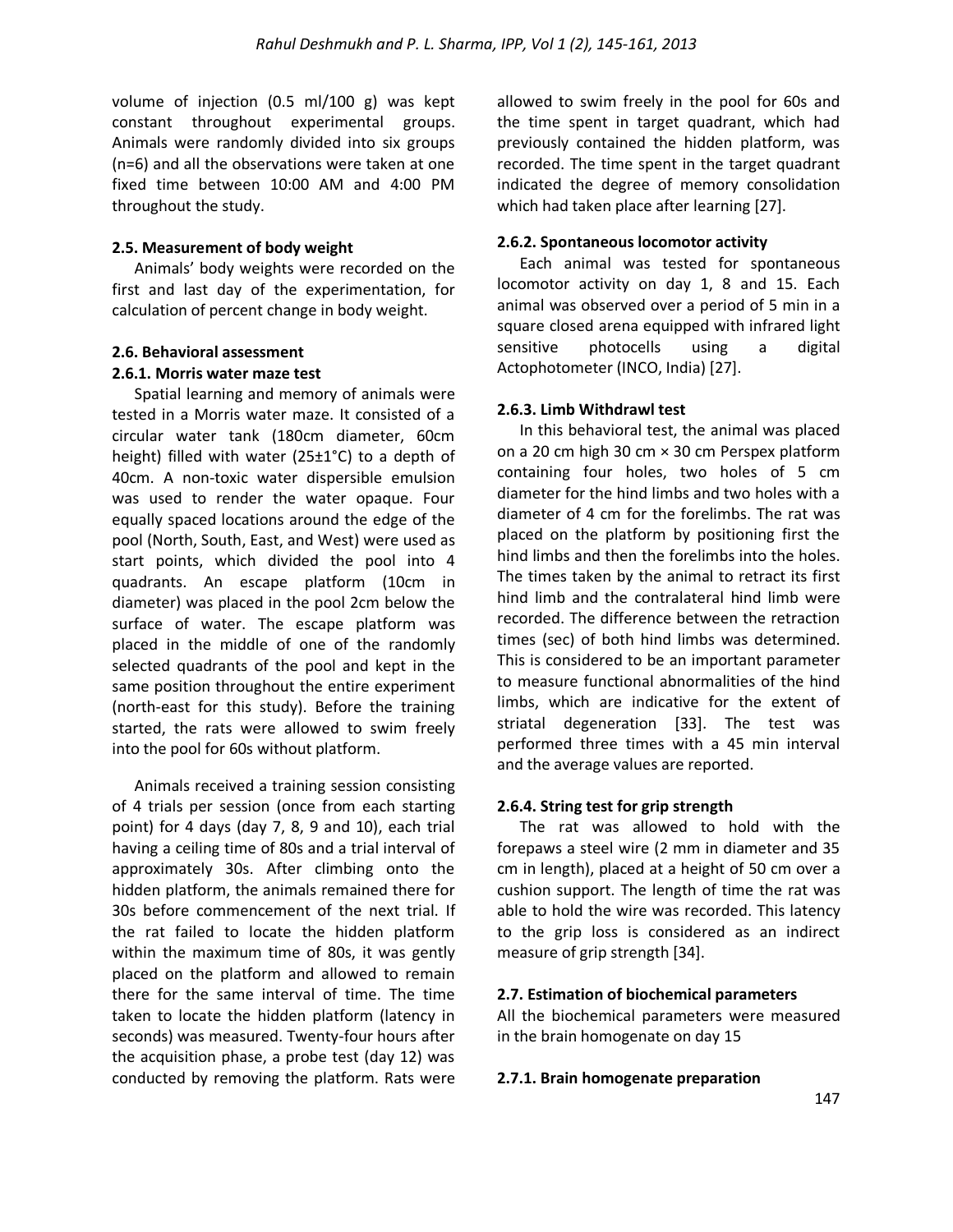volume of injection (0.5 ml/100 g) was kept constant throughout experimental groups. Animals were randomly divided into six groups (n=6) and all the observations were taken at one fixed time between 10:00 AM and 4:00 PM throughout the study.

### 2.5. Measurement of body weight

Animals' body weights were recorded on the first and last day of the experimentation, for calculation of percent change in body weight.

### 2.6. Behavioral assessment

#### 2.6.1. Morris water maze test

Spatial learning and memory of animals were tested in a Morris water maze. It consisted of a circular water tank (180cm diameter, 60cm height) filled with water (25±1°C) to a depth of 40cm. A non-toxic water dispersible emulsion was used to render the water opaque. Four equally spaced locations around the edge of the pool (North, South, East, and West) were used as start points, which divided the pool into 4 quadrants. An escape platform (10cm in diameter) was placed in the pool 2cm below the surface of water. The escape platform was placed in the middle of one of the randomly selected quadrants of the pool and kept in the same position throughout the entire experiment (north-east for this study). Before the training started, the rats were allowed to swim freely into the pool for 60s without platform.

Animals received a training session consisting of 4 trials per session (once from each starting point) for 4 days (day 7, 8, 9 and 10), each trial having a ceiling time of 80s and a trial interval of approximately 30s. After climbing onto the hidden platform, the animals remained there for 30s before commencement of the next trial. If the rat failed to locate the hidden platform within the maximum time of 80s, it was gently placed on the platform and allowed to remain there for the same interval of time. The time taken to locate the hidden platform (latency in seconds) was measured. Twenty-four hours after the acquisition phase, a probe test (day 12) was conducted by removing the platform. Rats were allowed to swim freely in the pool for 60s and the time spent in target quadrant, which had previously contained the hidden platform, was recorded. The time spent in the target quadrant indicated the degree of memory consolidation which had taken place after learning [27].

#### 2.6.2. Spontaneous locomotor activity

Each animal was tested for spontaneous locomotor activity on day 1, 8 and 15. Each animal was observed over a period of 5 min in a square closed arena equipped with infrared light sensitive photocells using a digital Actophotometer (INCO, India) [27].

#### 2.6.3. Limb Withdrawl test

In this behavioral test, the animal was placed on a 20 cm high 30 cm × 30 cm Perspex platform containing four holes, two holes of 5 cm diameter for the hind limbs and two holes with a diameter of 4 cm for the forelimbs. The rat was placed on the platform by positioning first the hind limbs and then the forelimbs into the holes. The times taken by the animal to retract its first hind limb and the contralateral hind limb were recorded. The difference between the retraction times (sec) of both hind limbs was determined. This is considered to be an important parameter to measure functional abnormalities of the hind limbs, which are indicative for the extent of striatal degeneration [33]. The test was performed three times with a 45 min interval and the average values are reported.

#### 2.6.4. String test for grip strength

The rat was allowed to hold with the forepaws a steel wire (2 mm in diameter and 35 cm in length), placed at a height of 50 cm over a cushion support. The length of time the rat was able to hold the wire was recorded. This latency to the grip loss is considered as an indirect measure of grip strength [34].

### 2.7. Estimation of biochemical parameters

All the biochemical parameters were measured in the brain homogenate on day 15

#### 2.7.1. Brain homogenate preparation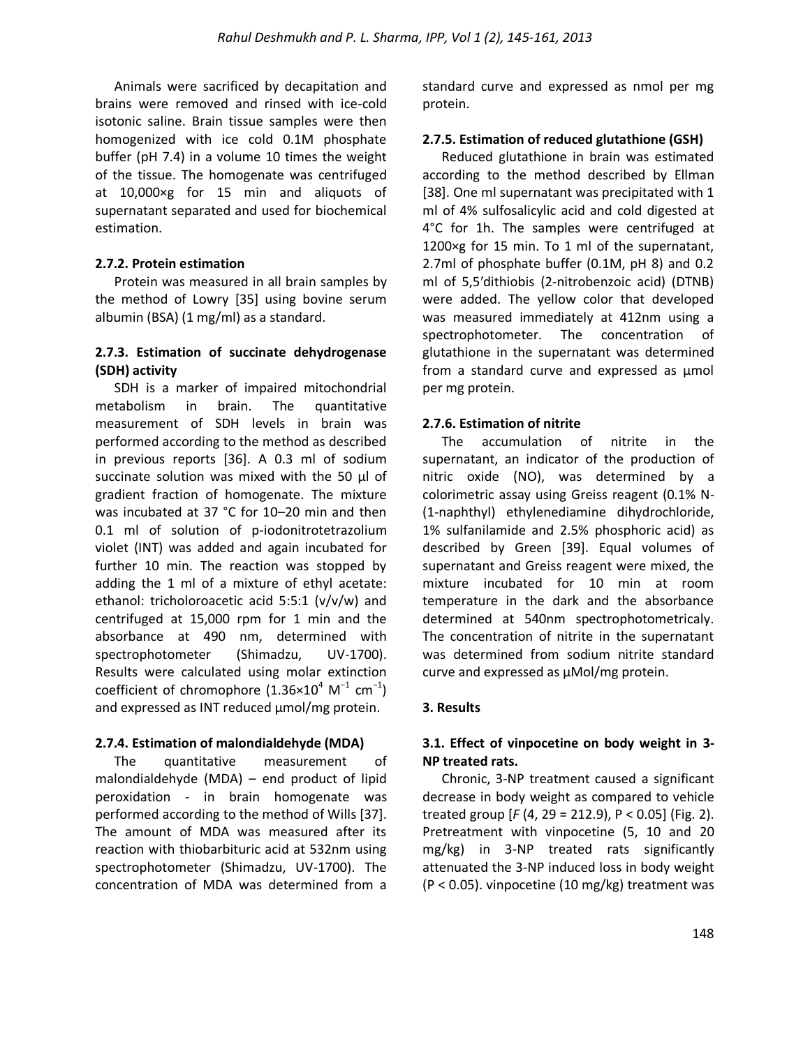Animals were sacrificed by decapitation and brains were removed and rinsed with ice-cold isotonic saline. Brain tissue samples were then homogenized with ice cold 0.1M phosphate buffer (pH 7.4) in a volume 10 times the weight of the tissue. The homogenate was centrifuged at 10,000×g for 15 min and aliquots of supernatant separated and used for biochemical estimation.

### 2.7.2. Protein estimation

Protein was measured in all brain samples by the method of Lowry [35] using bovine serum albumin (BSA) (1 mg/ml) as a standard.

### 2.7.3. Estimation of succinate dehydrogenase (SDH) activity

SDH is a marker of impaired mitochondrial metabolism in brain. The quantitative measurement of SDH levels in brain was performed according to the method as described in previous reports [36]. A 0.3 ml of sodium succinate solution was mixed with the 50 µl of gradient fraction of homogenate. The mixture was incubated at 37 °C for 10–20 min and then 0.1 ml of solution of p-iodonitrotetrazolium violet (INT) was added and again incubated for further 10 min. The reaction was stopped by adding the 1 ml of a mixture of ethyl acetate: ethanol: tricholoroacetic acid 5:5:1 (v/v/w) and centrifuged at 15,000 rpm for 1 min and the absorbance at 490 nm, determined with spectrophotometer (Shimadzu, UV-1700). Results were calculated using molar extinction coefficient of chromophore ($1.36\times10^{4}$ $M^{-1}$ $cm^{-1}$) and expressed as INT reduced µmol/mg protein.

### 2.7.4. Estimation of malondialdehyde (MDA)

The quantitative measurement of malondialdehyde (MDA) – end product of lipid peroxidation - in brain homogenate was performed according to the method of Wills [37]. The amount of MDA was measured after its reaction with thiobarbituric acid at 532nm using spectrophotometer (Shimadzu, UV-1700). The concentration of MDA was determined from a standard curve and expressed as nmol per mg protein.

### 2.7.5. Estimation of reduced glutathione (GSH)

Reduced glutathione in brain was estimated according to the method described by Ellman [38]. One ml supernatant was precipitated with 1 ml of 4% sulfosalicylic acid and cold digested at 4°C for 1h. The samples were centrifuged at 1200×g for 15 min. To 1 ml of the supernatant, 2.7ml of phosphate buffer (0.1M, pH 8) and 0.2 ml of 5,5'dithiobis (2-nitrobenzoic acid) (DTNB) were added. The yellow color that developed was measured immediately at 412nm using a spectrophotometer. The concentration of glutathione in the supernatant was determined from a standard curve and expressed as µmol per mg protein.

### 2.7.6. Estimation of nitrite

The accumulation of nitrite in the supernatant, an indicator of the production of nitric oxide (NO), was determined by a colorimetric assay using Greiss reagent (0.1% N-(1-naphthyl) ethylenediamine dihydrochloride, 1% sulfanilamide and 2.5% phosphoric acid) as described by Green [39]. Equal volumes of supernatant and Greiss reagent were mixed, the mixture incubated for 10 min at room temperature in the dark and the absorbance determined at 540nm spectrophotometricaly. The concentration of nitrite in the supernatant was determined from sodium nitrite standard curve and expressed as µMol/mg protein.

## 3. Results

### 3.1. Effect of vinpocetine on body weight in 3-NP treated rats.

Chronic, 3-NP treatment caused a significant decrease in body weight as compared to vehicle treated group [$F$ (4, 29 = 212.9), $P < 0.05$] (Fig. 2). Pretreatment with vinpocetine (5, 10 and 20 mg/kg) in 3-NP treated rats significantly attenuated the 3-NP induced loss in body weight ($P < 0.05$). vinpocetine (10 mg/kg) treatment was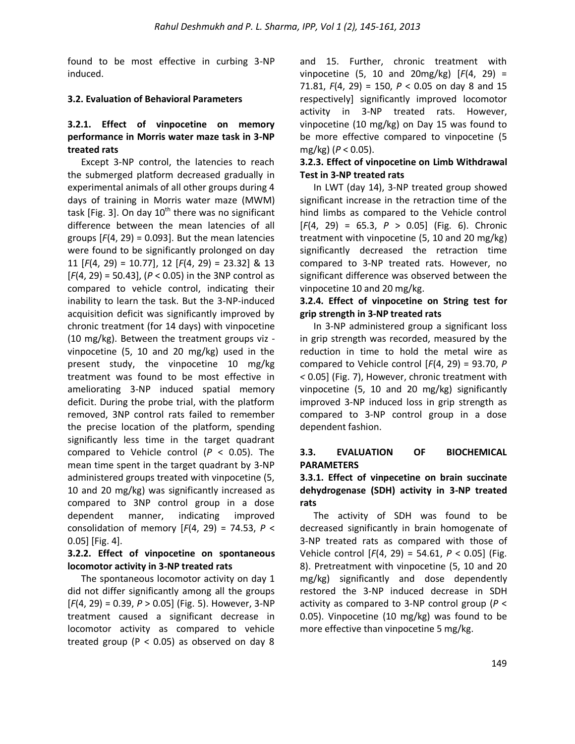found to be most effective in curbing 3-NP induced.

### 3.2. Evaluation of Behavioral Parameters

#### 3.2.1. Effect of vinpocetine on memory performance in Morris water maze task in 3-NP treated rats

Except 3-NP control, the latencies to reach the submerged platform decreased gradually in experimental animals of all other groups during 4 days of training in Morris water maze (MWM) task [Fig. 3]. On day 10[th] there was no significant difference between the mean latencies of all groups [$F(4, 29) = 0.093$]. But the mean latencies were found to be significantly prolonged on day 11 [$F(4, 29) = 10.77$], 12 [$F(4, 29) = 23.32$] & 13 [$F(4, 29) = 50.43$], ($P < 0.05$) in the 3NP control as compared to vehicle control, indicating their inability to learn the task. But the 3-NP-induced acquisition deficit was significantly improved by chronic treatment (for 14 days) with vinpocetine (10 mg/kg). Between the treatment groups viz - vinpocetine (5, 10 and 20 mg/kg) used in the present study, the vinpocetine 10 mg/kg treatment was found to be most effective in ameliorating 3-NP induced spatial memory deficit. During the probe trial, with the platform removed, 3NP control rats failed to remember the precise location of the platform, spending significantly less time in the target quadrant compared to Vehicle control ($P < 0.05$). The mean time spent in the target quadrant by 3-NP administered groups treated with vinpocetine (5, 10 and 20 mg/kg) was significantly increased as compared to 3NP control group in a dose dependent manner, indicating improved consolidation of memory [$F(4, 29) = 74.53$, $P < 0.05$] [Fig. 4].

#### 3.2.2. Effect of vinpocetine on spontaneous locomotor activity in 3-NP treated rats

The spontaneous locomotor activity on day 1 did not differ significantly among all the groups [$F(4, 29) = 0.39$, $P > 0.05$] (Fig. 5). However, 3-NP treatment caused a significant decrease in locomotor activity as compared to vehicle treated group ($P < 0.05$) as observed on day 8 and 15. Further, chronic treatment with vinpocetine (5, 10 and 20mg/kg) [$F(4, 29) = 71.81$, $F(4, 29) = 150$, $P < 0.05$ on day 8 and 15 respectively] significantly improved locomotor activity in 3-NP treated rats. However, vinpocetine (10 mg/kg) on Day 15 was found to be more effective compared to vinpocetine (5 mg/kg) ($P < 0.05$).

#### 3.2.3. Effect of vinpocetine on Limb Withdrawal Test in 3-NP treated rats

In LWT (day 14), 3-NP treated group showed significant increase in the retraction time of the hind limbs as compared to the Vehicle control [$F(4, 29) = 65.3$, $P > 0.05$] (Fig. 6). Chronic treatment with vinpocetine (5, 10 and 20 mg/kg) significantly decreased the retraction time compared to 3-NP treated rats. However, no significant difference was observed between the vinpocetine 10 and 20 mg/kg.

#### 3.2.4. Effect of vinpocetine on String test for grip strength in 3-NP treated rats

In 3-NP administered group a significant loss in grip strength was recorded, measured by the reduction in time to hold the metal wire as compared to Vehicle control [$F(4, 29) = 93.70$, $P < 0.05$] (Fig. 7), However, chronic treatment with vinpocetine (5, 10 and 20 mg/kg) significantly improved 3-NP induced loss in grip strength as compared to 3-NP control group in a dose dependent fashion.

### 3.3. EVALUATION OF BIOCHEMICAL PARAMETERS

#### 3.3.1. Effect of vinpecetine on brain succinate dehydrogenase (SDH) activity in 3-NP treated rats

The activity of SDH was found to be decreased significantly in brain homogenate of 3-NP treated rats as compared with those of Vehicle control [$F(4, 29) = 54.61$, $P < 0.05$] (Fig. 8). Pretreatment with vinpocetine (5, 10 and 20 mg/kg) significantly and dose dependently restored the 3-NP induced decrease in SDH activity as compared to 3-NP control group ($P < 0.05$). Vinpocetine (10 mg/kg) was found to be more effective than vinpocetine 5 mg/kg.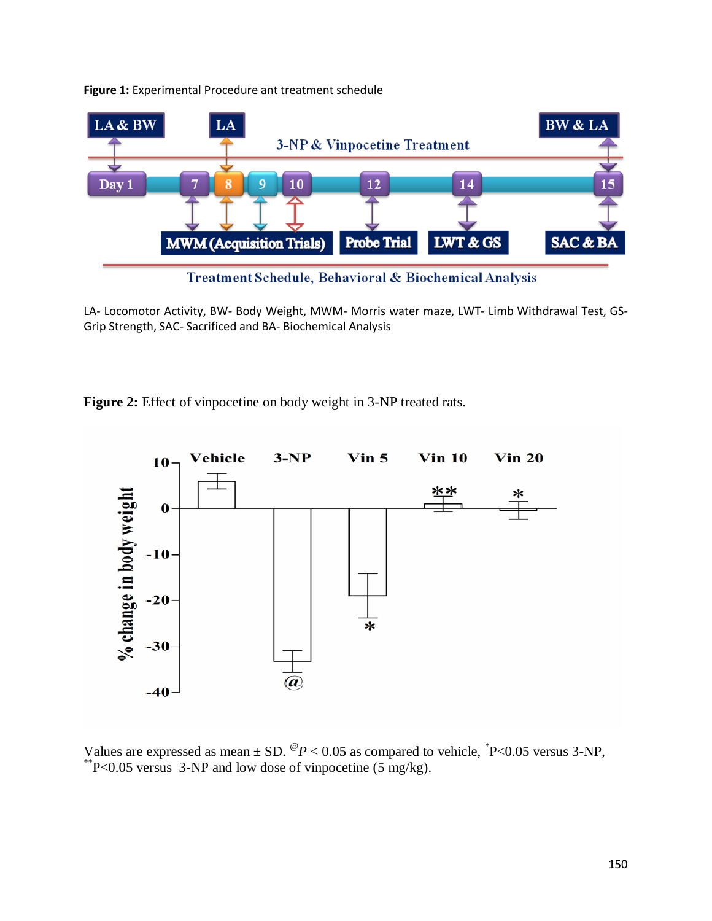**Figure 1:** Experimental Procedure ant treatment schedule

LA- Locomotor Activity, BW- Body Weight, MWM- Morris water maze, LWT- Limb Withdrawal Test, GS- Grip Strength, SAC- Sacrificed and BA- Biochemical Analysis

**Figure 2:** Effect of vinpocetine on body weight in 3-NP treated rats.

Values are expressed as mean ± SD. [@]$P < 0.05$ as compared to vehicle, [*]P<0.05 versus 3-NP, [**]P<0.05 versus 3-NP and low dose of vinpocetine (5 mg/kg).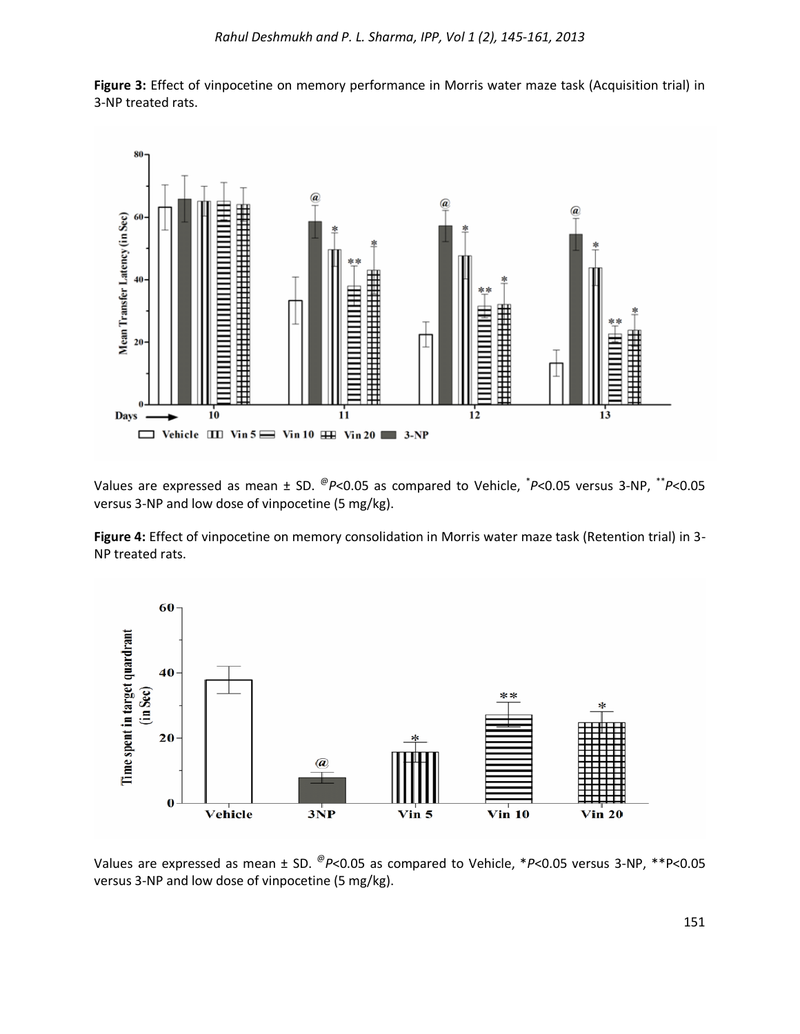**Figure 3:** Effect of vinpocetine on memory performance in Morris water maze task (Acquisition trial) in 3-NP treated rats.

Values are expressed as mean ± SD. @$P<0.05$ as compared to Vehicle, *$P<0.05$ versus 3-NP, **$P<0.05$ versus 3-NP and low dose of vinpocetine (5 mg/kg).

**Figure 4:** Effect of vinpocetine on memory consolidation in Morris water maze task (Retention trial) in 3-NP treated rats.

Values are expressed as mean ± SD. @$P<0.05$ as compared to Vehicle, *$P<0.05$ versus 3-NP, **$P<0.05$ versus 3-NP and low dose of vinpocetine (5 mg/kg).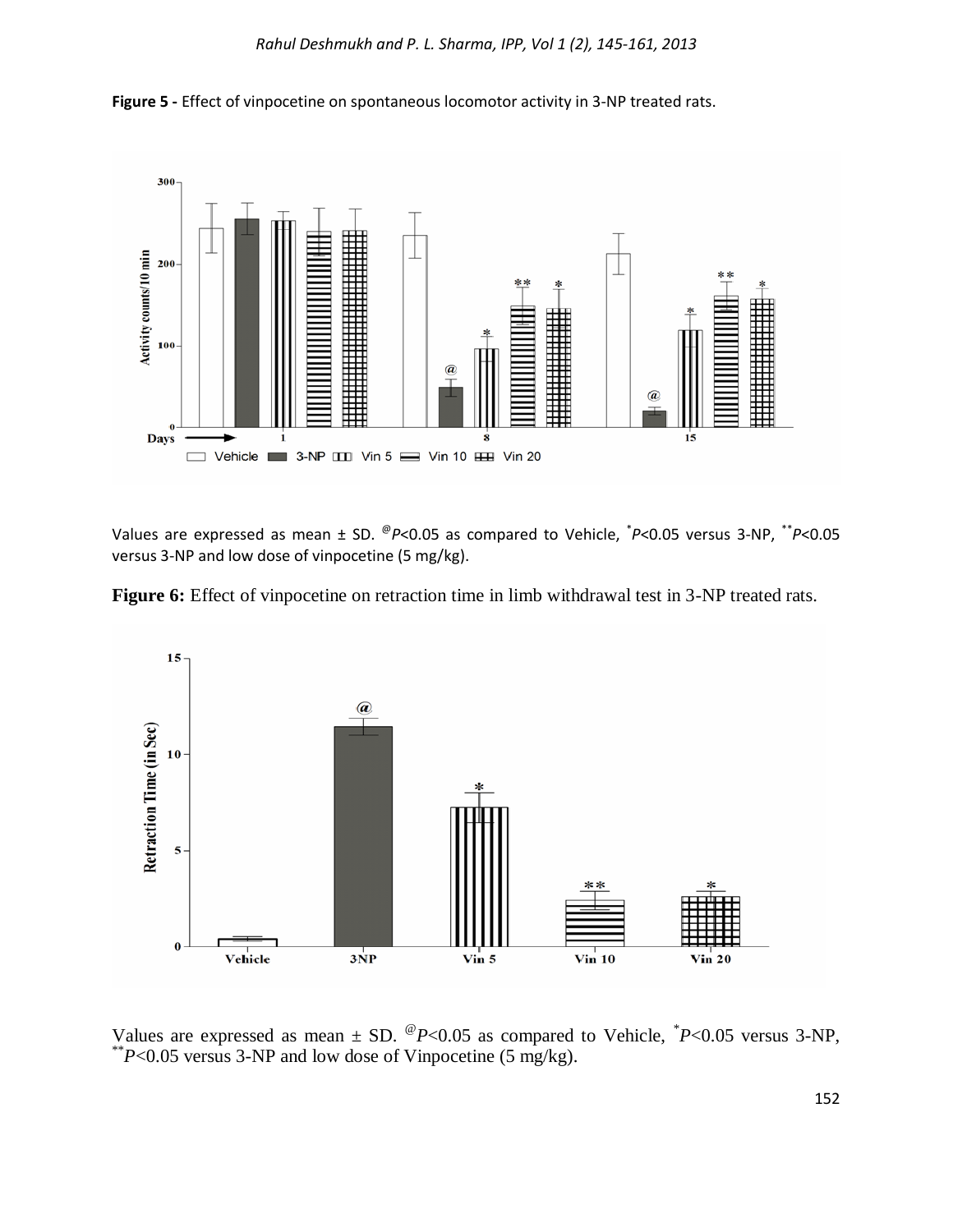**Figure 5 -** Effect of vinpocetine on spontaneous locomotor activity in 3-NP treated rats.

Values are expressed as mean ± SD. [@]*P*<0.05 as compared to Vehicle, [*]*P*<0.05 versus 3-NP, [**]*P*<0.05 versus 3-NP and low dose of vinpocetine (5 mg/kg).

**Figure 6:** Effect of vinpocetine on retraction time in limb withdrawal test in 3-NP treated rats.

Values are expressed as mean ± SD. [@]*P*<0.05 as compared to Vehicle, [*]*P*<0.05 versus 3-NP, [**]*P*<0.05 versus 3-NP and low dose of Vinpocetine (5 mg/kg).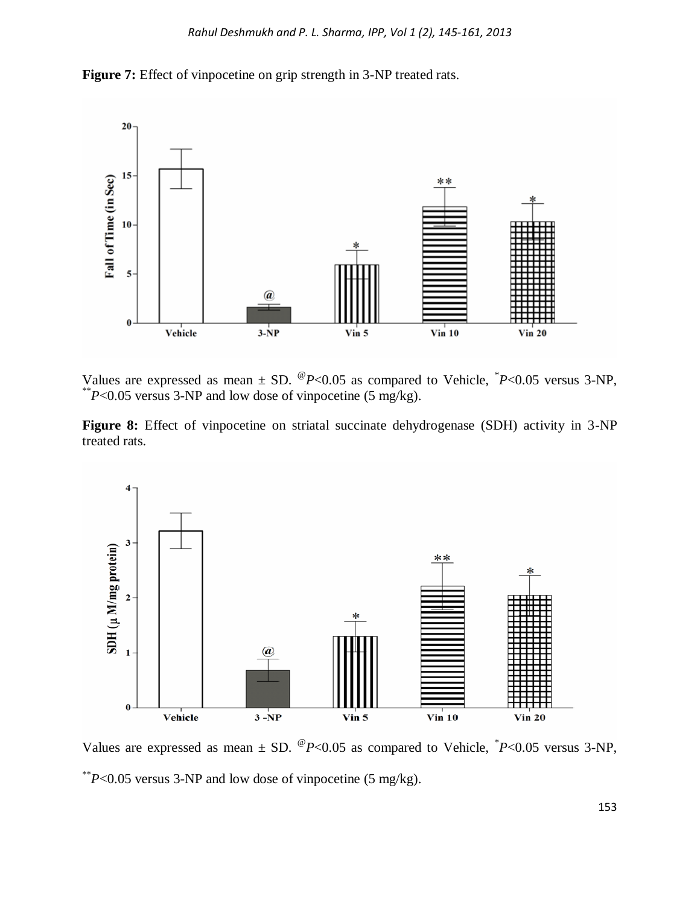**Figure 7:** Effect of vinpocetine on grip strength in 3-NP treated rats.

Values are expressed as mean ± SD. [@]$P$<0.05 as compared to Vehicle, [*]$P$<0.05 versus 3-NP, [**]$P$<0.05 versus 3-NP and low dose of vinpocetine (5 mg/kg).

**Figure 8:** Effect of vinpocetine on striatal succinate dehydrogenase (SDH) activity in 3-NP treated rats.

Values are expressed as mean ± SD. [@]$P$<0.05 as compared to Vehicle, [*]$P$<0.05 versus 3-NP, [**]$P$<0.05 versus 3-NP and low dose of vinpocetine (5 mg/kg).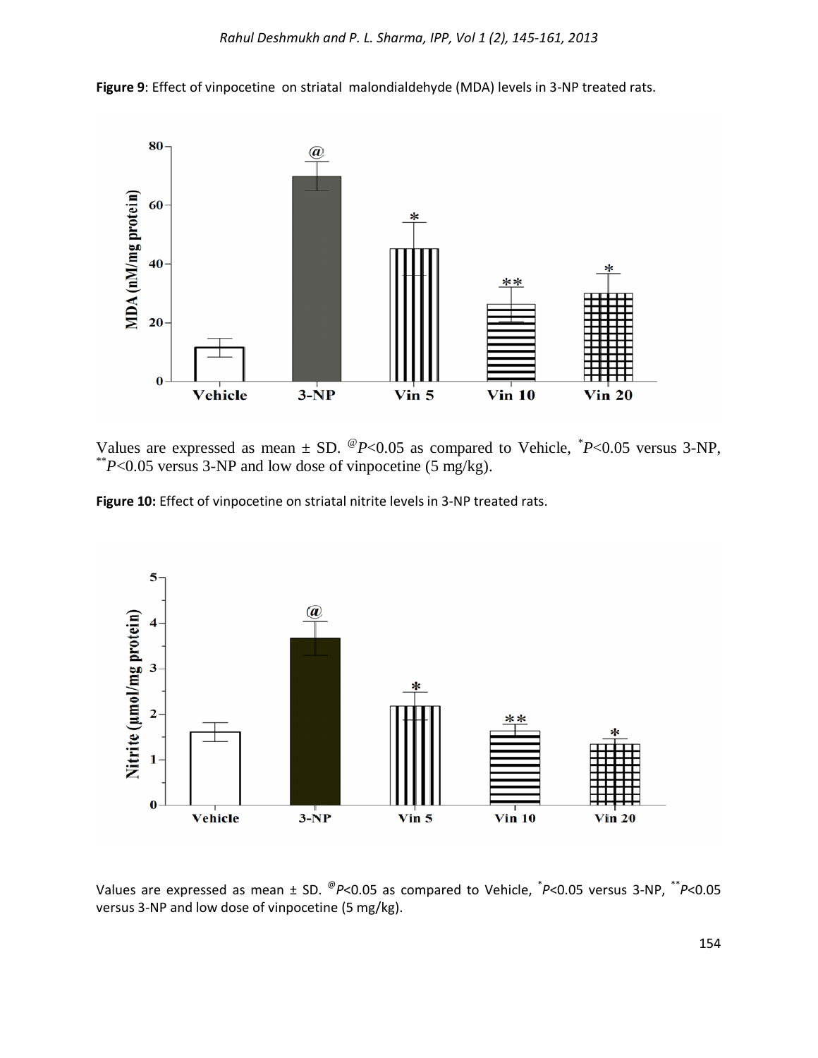**Figure 9**: Effect of vinpocetine on striatal malondialdehyde (MDA) levels in 3-NP treated rats.

Values are expressed as mean ± SD. [@]$P<0.05$ as compared to Vehicle, [*]$P<0.05$ versus 3-NP, [**]$P<0.05$ versus 3-NP and low dose of vinpocetine (5 mg/kg).

**Figure 10:** Effect of vinpocetine on striatal nitrite levels in 3-NP treated rats.

Values are expressed as mean ± SD. [@]$P<0.05$ as compared to Vehicle, [*]$P<0.05$ versus 3-NP, [**]$P<0.05$ versus 3-NP and low dose of vinpocetine (5 mg/kg).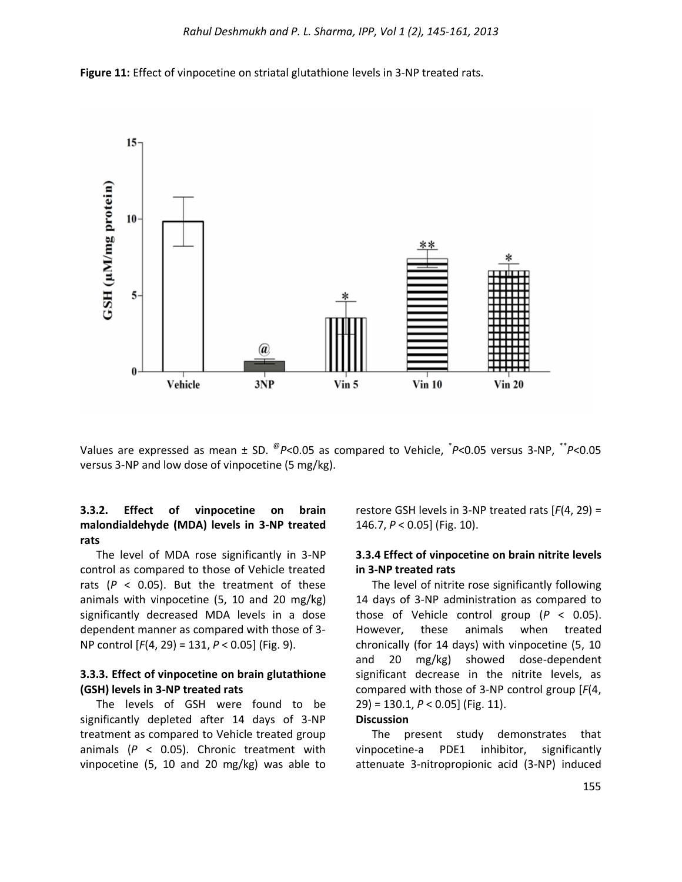**Figure 11:** Effect of vinpocetine on striatal glutathione levels in 3-NP treated rats.

Values are expressed as mean ± SD. [@]$P$<0.05 as compared to Vehicle, [*]$P$<0.05 versus 3-NP, [**]$P$<0.05 versus 3-NP and low dose of vinpocetine (5 mg/kg).

### 3.3.2. Effect of vinpocetine on brain malondialdehyde (MDA) levels in 3-NP treated rats

The level of MDA rose significantly in 3-NP control as compared to those of Vehicle treated rats ($P < 0.05$). But the treatment of these animals with vinpocetine (5, 10 and 20 mg/kg) significantly decreased MDA levels in a dose dependent manner as compared with those of 3-NP control [$F(4, 29) = 131$, $P < 0.05$] (Fig. 9).

### 3.3.3. Effect of vinpocetine on brain glutathione (GSH) levels in 3-NP treated rats

The levels of GSH were found to be significantly depleted after 14 days of 3-NP treatment as compared to Vehicle treated group animals ($P < 0.05$). Chronic treatment with vinpocetine (5, 10 and 20 mg/kg) was able to restore GSH levels in 3-NP treated rats [$F(4, 29) = 146.7$, $P < 0.05$] (Fig. 10).

### 3.3.4 Effect of vinpocetine on brain nitrite levels in 3-NP treated rats

The level of nitrite rose significantly following 14 days of 3-NP administration as compared to those of Vehicle control group ($P < 0.05$). However, these animals when treated chronically (for 14 days) with vinpocetine (5, 10 and 20 mg/kg) showed dose-dependent significant decrease in the nitrite levels, as compared with those of 3-NP control group [$F(4, 29) = 130.1$, $P < 0.05$] (Fig. 11).

## Discussion

The present study demonstrates that vinpocetine-a PDE1 inhibitor, significantly attenuate 3-nitropropionic acid (3-NP) induced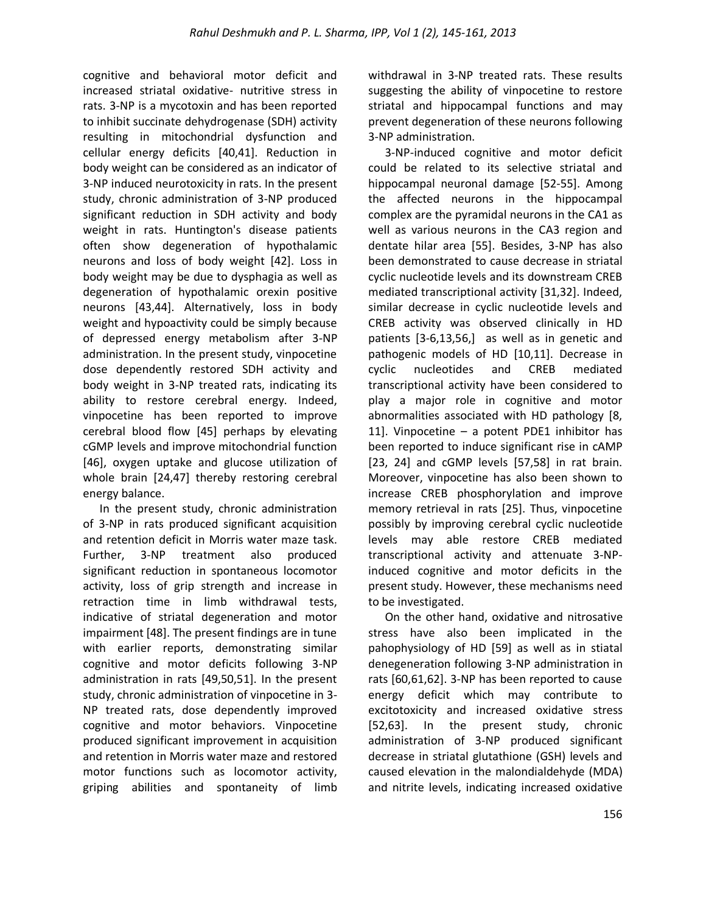cognitive and behavioral motor deficit and increased striatal oxidative- nutritive stress in rats. 3-NP is a mycotoxin and has been reported to inhibit succinate dehydrogenase (SDH) activity resulting in mitochondrial dysfunction and cellular energy deficits [40,41]. Reduction in body weight can be considered as an indicator of 3-NP induced neurotoxicity in rats. In the present study, chronic administration of 3-NP produced significant reduction in SDH activity and body weight in rats. Huntington's disease patients often show degeneration of hypothalamic neurons and loss of body weight [42]. Loss in body weight may be due to dysphagia as well as degeneration of hypothalamic orexin positive neurons [43,44]. Alternatively, loss in body weight and hypoactivity could be simply because of depressed energy metabolism after 3-NP administration. In the present study, vinpocetine dose dependently restored SDH activity and body weight in 3-NP treated rats, indicating its ability to restore cerebral energy. Indeed, vinpocetine has been reported to improve cerebral blood flow [45] perhaps by elevating cGMP levels and improve mitochondrial function [46], oxygen uptake and glucose utilization of whole brain [24,47] thereby restoring cerebral energy balance.

In the present study, chronic administration of 3-NP in rats produced significant acquisition and retention deficit in Morris water maze task. Further, 3-NP treatment also produced significant reduction in spontaneous locomotor activity, loss of grip strength and increase in retraction time in limb withdrawal tests, indicative of striatal degeneration and motor impairment [48]. The present findings are in tune with earlier reports, demonstrating similar cognitive and motor deficits following 3-NP administration in rats [49,50,51]. In the present study, chronic administration of vinpocetine in 3-NP treated rats, dose dependently improved cognitive and motor behaviors. Vinpocetine produced significant improvement in acquisition and retention in Morris water maze and restored motor functions such as locomotor activity, griping abilities and spontaneity of limb withdrawal in 3-NP treated rats. These results suggesting the ability of vinpocetine to restore striatal and hippocampal functions and may prevent degeneration of these neurons following 3-NP administration.

3-NP-induced cognitive and motor deficit could be related to its selective striatal and hippocampal neuronal damage [52-55]. Among the affected neurons in the hippocampal complex are the pyramidal neurons in the CA1 as well as various neurons in the CA3 region and dentate hilar area [55]. Besides, 3-NP has also been demonstrated to cause decrease in striatal cyclic nucleotide levels and its downstream CREB mediated transcriptional activity [31,32]. Indeed, similar decrease in cyclic nucleotide levels and CREB activity was observed clinically in HD patients [3-6,13,56,] as well as in genetic and pathogenic models of HD [10,11]. Decrease in cyclic nucleotides and CREB mediated transcriptional activity have been considered to play a major role in cognitive and motor abnormalities associated with HD pathology [8, 11]. Vinpocetine – a potent PDE1 inhibitor has been reported to induce significant rise in cAMP [23, 24] and cGMP levels [57,58] in rat brain. Moreover, vinpocetine has also been shown to increase CREB phosphorylation and improve memory retrieval in rats [25]. Thus, vinpocetine possibly by improving cerebral cyclic nucleotide levels may able restore CREB mediated transcriptional activity and attenuate 3-NP-induced cognitive and motor deficits in the present study. However, these mechanisms need to be investigated.

On the other hand, oxidative and nitrosative stress have also been implicated in the pahophysiology of HD [59] as well as in stiatal denegeneration following 3-NP administration in rats [60,61,62]. 3-NP has been reported to cause energy deficit which may contribute to excitotoxicity and increased oxidative stress [52,63]. In the present study, chronic administration of 3-NP produced significant decrease in striatal glutathione (GSH) levels and caused elevation in the malondialdehyde (MDA) and nitrite levels, indicating increased oxidative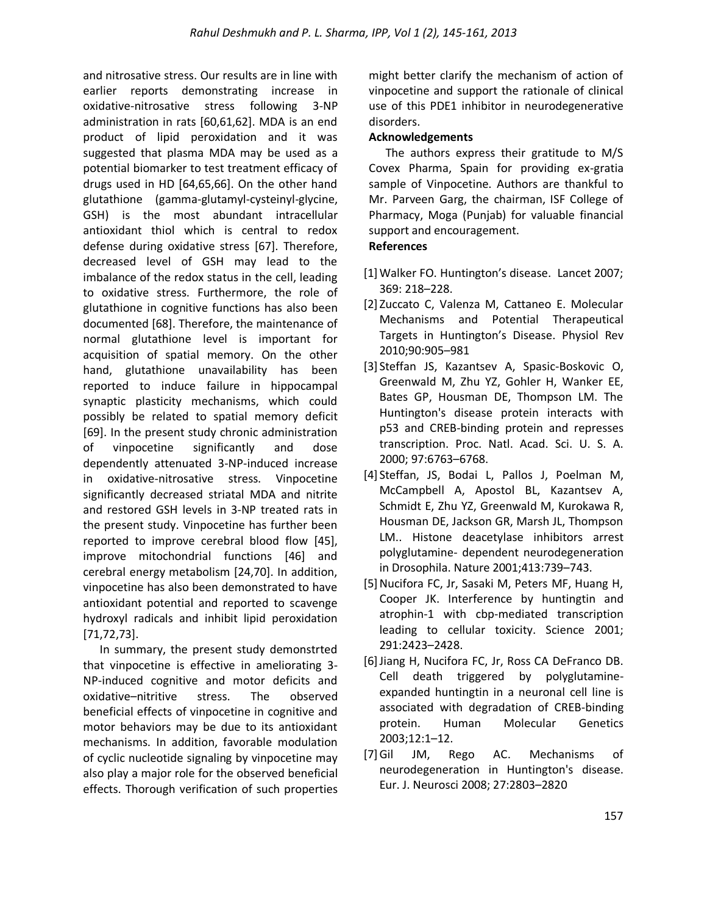and nitrosative stress. Our results are in line with earlier reports demonstrating increase in oxidative-nitrosative stress following 3-NP administration in rats [60,61,62]. MDA is an end product of lipid peroxidation and it was suggested that plasma MDA may be used as a potential biomarker to test treatment efficacy of drugs used in HD [64,65,66]. On the other hand glutathione (gamma-glutamyl-cysteinyl-glycine, GSH) is the most abundant intracellular antioxidant thiol which is central to redox defense during oxidative stress [67]. Therefore, decreased level of GSH may lead to the imbalance of the redox status in the cell, leading to oxidative stress. Furthermore, the role of glutathione in cognitive functions has also been documented [68]. Therefore, the maintenance of normal glutathione level is important for acquisition of spatial memory. On the other hand, glutathione unavailability has been reported to induce failure in hippocampal synaptic plasticity mechanisms, which could possibly be related to spatial memory deficit [69]. In the present study chronic administration of vinpocetine significantly and dose dependently attenuated 3-NP-induced increase in oxidative-nitrosative stress. Vinpocetine significantly decreased striatal MDA and nitrite and restored GSH levels in 3-NP treated rats in the present study. Vinpocetine has further been reported to improve cerebral blood flow [45], improve mitochondrial functions [46] and cerebral energy metabolism [24,70]. In addition, vinpocetine has also been demonstrated to have antioxidant potential and reported to scavenge hydroxyl radicals and inhibit lipid peroxidation [71,72,73].

In summary, the present study demonstrted that vinpocetine is effective in ameliorating 3-NP-induced cognitive and motor deficits and oxidative–nitritive stress. The observed beneficial effects of vinpocetine in cognitive and motor behaviors may be due to its antioxidant mechanisms. In addition, favorable modulation of cyclic nucleotide signaling by vinpocetine may also play a major role for the observed beneficial effects. Thorough verification of such properties might better clarify the mechanism of action of vinpocetine and support the rationale of clinical use of this PDE1 inhibitor in neurodegenerative disorders.

**Acknowledgements**

The authors express their gratitude to M/S Covex Pharma, Spain for providing ex-gratia sample of Vinpocetine. Authors are thankful to Mr. Parveen Garg, the chairman, ISF College of Pharmacy, Moga (Punjab) for valuable financial support and encouragement.

**References**

[1] Walker FO. Huntington's disease. Lancet 2007; 369: 218–228.

[2] Zuccato C, Valenza M, Cattaneo E. Molecular Mechanisms and Potential Therapeutical Targets in Huntington's Disease. Physiol Rev 2010;90:905–981

[3] Steffan JS, Kazantsev A, Spasic-Boskovic O, Greenwald M, Zhu YZ, Gohler H, Wanker EE, Bates GP, Housman DE, Thompson LM. The Huntington's disease protein interacts with p53 and CREB-binding protein and represses transcription. Proc. Natl. Acad. Sci. U. S. A. 2000; 97:6763–6768.

[4] Steffan, JS, Bodai L, Pallos J, Poelman M, McCampbell A, Apostol BL, Kazantsev A, Schmidt E, Zhu YZ, Greenwald M, Kurokawa R, Housman DE, Jackson GR, Marsh JL, Thompson LM.. Histone deacetylase inhibitors arrest polyglutamine- dependent neurodegeneration in Drosophila. Nature 2001;413:739–743.

[5] Nucifora FC, Jr, Sasaki M, Peters MF, Huang H, Cooper JK. Interference by huntingtin and atrophin-1 with cbp-mediated transcription leading to cellular toxicity. Science 2001; 291:2423–2428.

[6] Jiang H, Nucifora FC, Jr, Ross CA DeFranco DB. Cell death triggered by polyglutamine-expanded huntingtin in a neuronal cell line is associated with degradation of CREB-binding protein. Human Molecular Genetics 2003;12:1–12.

[7] Gil JM, Rego AC. Mechanisms of neurodegeneration in Huntington's disease. Eur. J. Neurosci 2008; 27:2803–2820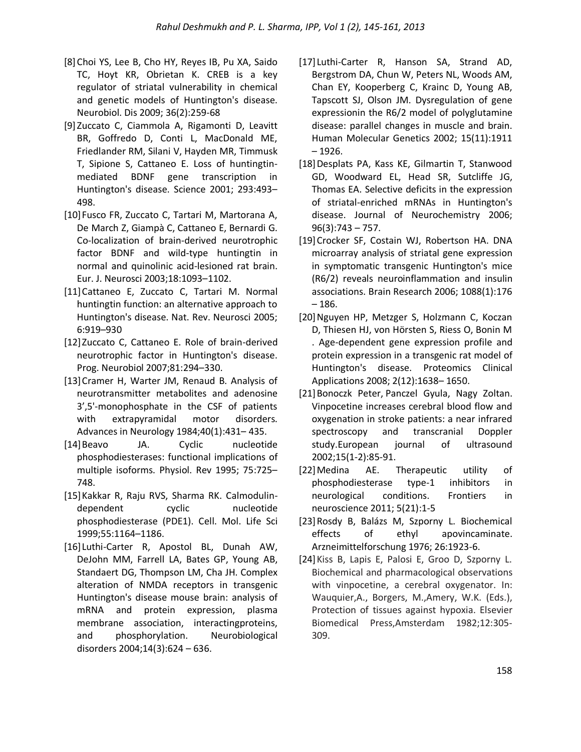[8] Choi YS, Lee B, Cho HY, Reyes IB, Pu XA, Saido TC, Hoyt KR, Obrietan K. CREB is a key regulator of striatal vulnerability in chemical and genetic models of Huntington's disease. Neurobiol. Dis 2009; 36(2):259-68

[9] Zuccato C, Ciammola A, Rigamonti D, Leavitt BR, Goffredo D, Conti L, MacDonald ME, Friedlander RM, Silani V, Hayden MR, Timmusk T, Sipione S, Cattaneo E. Loss of huntingtin-mediated BDNF gene transcription in Huntington's disease. Science 2001; 293:493–498.

[10] Fusco FR, Zuccato C, Tartari M, Martorana A, De March Z, Giampà C, Cattaneo E, Bernardi G. Co-localization of brain-derived neurotrophic factor BDNF and wild-type huntingtin in normal and quinolinic acid-lesioned rat brain. Eur. J. Neurosci 2003;18:1093–1102.

[11] Cattaneo E, Zuccato C, Tartari M. Normal huntingtin function: an alternative approach to Huntington's disease. Nat. Rev. Neurosci 2005; 6:919–930

[12] Zuccato C, Cattaneo E. Role of brain-derived neurotrophic factor in Huntington's disease. Prog. Neurobiol 2007;81:294–330.

[13] Cramer H, Warter JM, Renaud B. Analysis of neurotransmitter metabolites and adenosine 3',5'-monophosphate in the CSF of patients with extrapyramidal motor disorders. Advances in Neurology 1984;40(1):431– 435.

[14] Beavo JA. Cyclic nucleotide phosphodiesterases: functional implications of multiple isoforms. Physiol. Rev 1995; 75:725–748.

[15] Kakkar R, Raju RVS, Sharma RK. Calmodulin-dependent cyclic nucleotide phosphodiesterase (PDE1). Cell. Mol. Life Sci 1999;55:1164–1186.

[16] Luthi-Carter R, Apostol BL, Dunah AW, DeJohn MM, Farrell LA, Bates GP, Young AB, Standaert DG, Thompson LM, Cha JH. Complex alteration of NMDA receptors in transgenic Huntington's disease mouse brain: analysis of mRNA and protein expression, plasma membrane association, interactingproteins, and phosphorylation. Neurobiological disorders 2004;14(3):624 – 636.

[17] Luthi-Carter R, Hanson SA, Strand AD, Bergstrom DA, Chun W, Peters NL, Woods AM, Chan EY, Kooperberg C, Krainc D, Young AB, Tapscott SJ, Olson JM. Dysregulation of gene expressionin the R6/2 model of polyglutamine disease: parallel changes in muscle and brain. Human Molecular Genetics 2002; 15(11):1911 – 1926.

[18] Desplats PA, Kass KE, Gilmartin T, Stanwood GD, Woodward EL, Head SR, Sutcliffe JG, Thomas EA. Selective deficits in the expression of striatal-enriched mRNAs in Huntington's disease. Journal of Neurochemistry 2006; 96(3):743 – 757.

[19] Crocker SF, Costain WJ, Robertson HA. DNA microarray analysis of striatal gene expression in symptomatic transgenic Huntington's mice (R6/2) reveals neuroinflammation and insulin associations. Brain Research 2006; 1088(1):176 – 186.

[20] Nguyen HP, Metzger S, Holzmann C, Koczan D, Thiesen HJ, von Hörsten S, Riess O, Bonin M . Age-dependent gene expression profile and protein expression in a transgenic rat model of Huntington's disease. Proteomics Clinical Applications 2008; 2(12):1638– 1650.

[21] Bonoczk Peter, Panczel Gyula, Nagy Zoltan. Vinpocetine increases cerebral blood flow and oxygenation in stroke patients: a near infrared spectroscopy and transcranial Doppler study.European journal of ultrasound 2002;15(1-2):85-91.

[22] Medina AE. Therapeutic utility of phosphodiesterase type-1 inhibitors in neurological conditions. Frontiers in neuroscience 2011; 5(21):1-5

[23] Rosdy B, Balázs M, Szporny L. Biochemical effects of ethyl apovincaminate. Arzneimittelforschung 1976; 26:1923-6.

[24] Kiss B, Lapis E, Palosi E, Groo D, Szporny L. Biochemical and pharmacological observations with vinpocetine, a cerebral oxygenator. In: Wauquier,A., Borgers, M.,Amery, W.K. (Eds.), Protection of tissues against hypoxia. Elsevier Biomedical Press,Amsterdam 1982;12:305-309.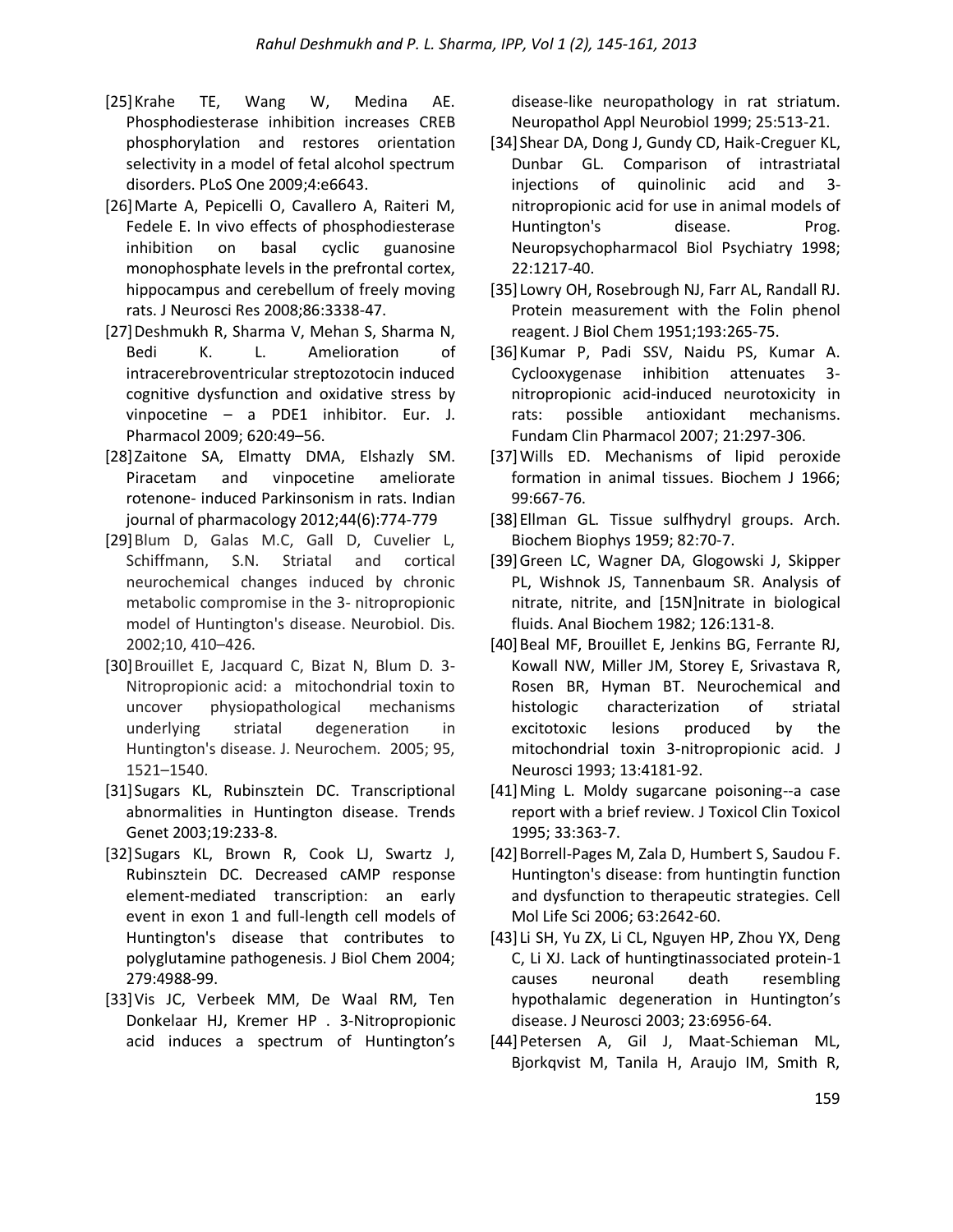[25] Krahe TE, Wang W, Medina AE. Phosphodiesterase inhibition increases CREB phosphorylation and restores orientation selectivity in a model of fetal alcohol spectrum disorders. PLoS One 2009;4:e6643.

[26] Marte A, Pepicelli O, Cavallero A, Raiteri M, Fedele E. In vivo effects of phosphodiesterase inhibition on basal cyclic guanosine monophosphate levels in the prefrontal cortex, hippocampus and cerebellum of freely moving rats. J Neurosci Res 2008;86:3338-47.

[27] Deshmukh R, Sharma V, Mehan S, Sharma N, Bedi K. L. Amelioration of intracerebroventricular streptozotocin induced cognitive dysfunction and oxidative stress by vinpocetine – a PDE1 inhibitor. Eur. J. Pharmacol 2009; 620:49–56.

[28] Zaitone SA, Elmatty DMA, Elshazly SM. Piracetam and vinpocetine ameliorate rotenone- induced Parkinsonism in rats. Indian journal of pharmacology 2012;44(6):774-779

[29] Blum D, Galas M.C, Gall D, Cuvelier L, Schiffmann, S.N. Striatal and cortical neurochemical changes induced by chronic metabolic compromise in the 3- nitropropionic model of Huntington's disease. Neurobiol. Dis. 2002;10, 410–426.

[30] Brouillet E, Jacquard C, Bizat N, Blum D. 3-Nitropropionic acid: a mitochondrial toxin to uncover physiopathological mechanisms underlying striatal degeneration in Huntington's disease. J. Neurochem. 2005; 95, 1521–1540.

[31] Sugars KL, Rubinsztein DC. Transcriptional abnormalities in Huntington disease. Trends Genet 2003;19:233-8.

[32] Sugars KL, Brown R, Cook LJ, Swartz J, Rubinsztein DC. Decreased cAMP response element-mediated transcription: an early event in exon 1 and full-length cell models of Huntington's disease that contributes to polyglutamine pathogenesis. J Biol Chem 2004; 279:4988-99.

[33] Vis JC, Verbeek MM, De Waal RM, Ten Donkelaar HJ, Kremer HP . 3-Nitropropionic acid induces a spectrum of Huntington's disease-like neuropathology in rat striatum. Neuropathol Appl Neurobiol 1999; 25:513-21.

[34] Shear DA, Dong J, Gundy CD, Haik-Creguer KL, Dunbar GL. Comparison of intrastriatal injections of quinolinic acid and 3-nitropropionic acid for use in animal models of Huntington's disease. Prog. Neuropsychopharmacol Biol Psychiatry 1998; 22:1217-40.

[35] Lowry OH, Rosebrough NJ, Farr AL, Randall RJ. Protein measurement with the Folin phenol reagent. J Biol Chem 1951;193:265-75.

[36] Kumar P, Padi SSV, Naidu PS, Kumar A. Cyclooxygenase inhibition attenuates 3-nitropropionic acid-induced neurotoxicity in rats: possible antioxidant mechanisms. Fundam Clin Pharmacol 2007; 21:297-306.

[37] Wills ED. Mechanisms of lipid peroxide formation in animal tissues. Biochem J 1966; 99:667-76.

[38] Ellman GL. Tissue sulfhydryl groups. Arch. Biochem Biophys 1959; 82:70-7.

[39] Green LC, Wagner DA, Glogowski J, Skipper PL, Wishnok JS, Tannenbaum SR. Analysis of nitrate, nitrite, and [15N]nitrate in biological fluids. Anal Biochem 1982; 126:131-8.

[40] Beal MF, Brouillet E, Jenkins BG, Ferrante RJ, Kowall NW, Miller JM, Storey E, Srivastava R, Rosen BR, Hyman BT. Neurochemical and histologic characterization of striatal excitotoxic lesions produced by the mitochondrial toxin 3-nitropropionic acid. J Neurosci 1993; 13:4181-92.

[41] Ming L. Moldy sugarcane poisoning--a case report with a brief review. J Toxicol Clin Toxicol 1995; 33:363-7.

[42] Borrell-Pages M, Zala D, Humbert S, Saudou F. Huntington's disease: from huntingtin function and dysfunction to therapeutic strategies. Cell Mol Life Sci 2006; 63:2642-60.

[43] Li SH, Yu ZX, Li CL, Nguyen HP, Zhou YX, Deng C, Li XJ. Lack of huntingtinassociated protein-1 causes neuronal death resembling hypothalamic degeneration in Huntington's disease. J Neurosci 2003; 23:6956-64.

[44] Petersen A, Gil J, Maat-Schieman ML, Bjorkqvist M, Tanila H, Araujo IM, Smith R,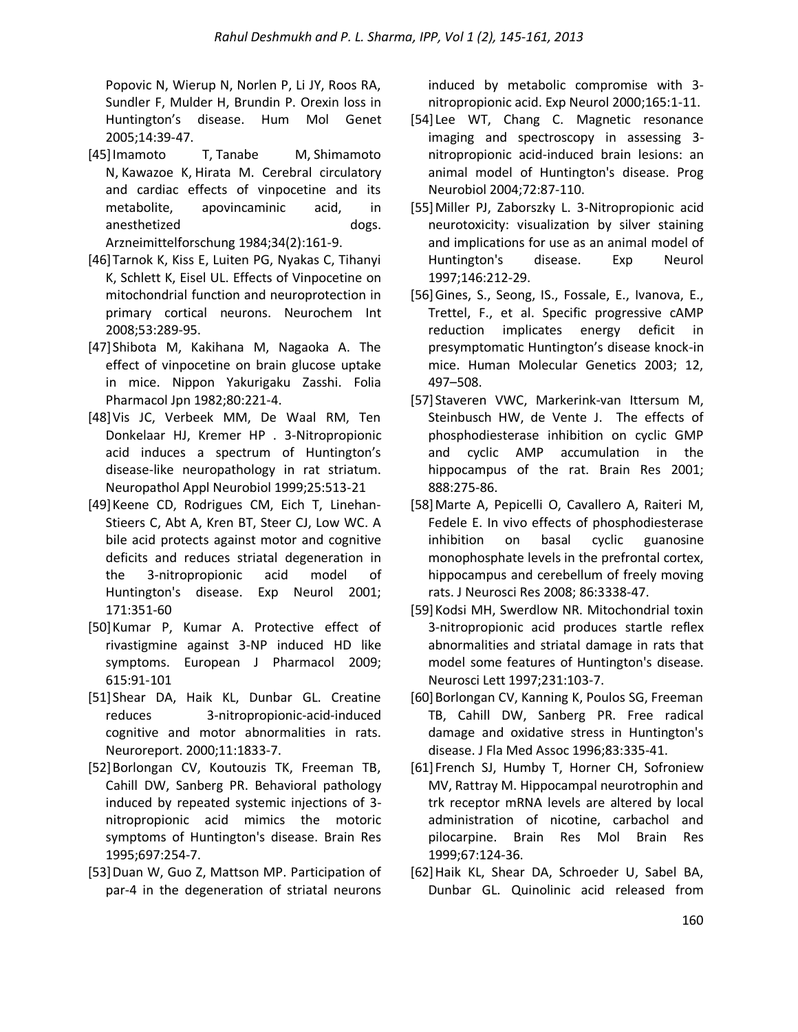Popovic N, Wierup N, Norlen P, Li JY, Roos RA, Sundler F, Mulder H, Brundin P. Orexin loss in Huntington's disease. Hum Mol Genet 2005;14:39-47.

[45] Imamoto T, Tanabe M, Shimamoto N, Kawazoe K, Hirata M. Cerebral circulatory and cardiac effects of vinpocetine and its metabolite, apovincaminic acid, in anesthetized dogs. Arzneimittelforschung 1984;34(2):161-9.

[46] Tarnok K, Kiss E, Luiten PG, Nyakas C, Tihanyi K, Schlett K, Eisel UL. Effects of Vinpocetine on mitochondrial function and neuroprotection in primary cortical neurons. Neurochem Int 2008;53:289-95.

[47] Shibota M, Kakihana M, Nagaoka A. The effect of vinpocetine on brain glucose uptake in mice. Nippon Yakurigaku Zasshi. Folia Pharmacol Jpn 1982;80:221-4.

[48] Vis JC, Verbeek MM, De Waal RM, Ten Donkelaar HJ, Kremer HP . 3-Nitropropionic acid induces a spectrum of Huntington's disease-like neuropathology in rat striatum. Neuropathol Appl Neurobiol 1999;25:513-21

[49] Keene CD, Rodrigues CM, Eich T, Linehan-Stieers C, Abt A, Kren BT, Steer CJ, Low WC. A bile acid protects against motor and cognitive deficits and reduces striatal degeneration in the 3-nitropropionic acid model of Huntington's disease. Exp Neurol 2001; 171:351-60

[50] Kumar P, Kumar A. Protective effect of rivastigmine against 3-NP induced HD like symptoms. European J Pharmacol 2009; 615:91-101

[51] Shear DA, Haik KL, Dunbar GL. Creatine reduces 3-nitropropionic-acid-induced cognitive and motor abnormalities in rats. Neuroreport. 2000;11:1833-7.

[52] Borlongan CV, Koutouzis TK, Freeman TB, Cahill DW, Sanberg PR. Behavioral pathology induced by repeated systemic injections of 3-nitropropionic acid mimics the motoric symptoms of Huntington's disease. Brain Res 1995;697:254-7.

[53] Duan W, Guo Z, Mattson MP. Participation of par-4 in the degeneration of striatal neurons induced by metabolic compromise with 3-nitropropionic acid. Exp Neurol 2000;165:1-11.

[54] Lee WT, Chang C. Magnetic resonance imaging and spectroscopy in assessing 3-nitropropionic acid-induced brain lesions: an animal model of Huntington's disease. Prog Neurobiol 2004;72:87-110.

[55] Miller PJ, Zaborszky L. 3-Nitropropionic acid neurotoxicity: visualization by silver staining and implications for use as an animal model of Huntington's disease. Exp Neurol 1997;146:212-29.

[56] Gines, S., Seong, IS., Fossale, E., Ivanova, E., Trettel, F., et al. Specific progressive cAMP reduction implicates energy deficit in presymptomatic Huntington's disease knock-in mice. Human Molecular Genetics 2003; 12, 497–508.

[57] Staveren VWC, Markerink-van Ittersum M, Steinbusch HW, de Vente J. The effects of phosphodiesterase inhibition on cyclic GMP and cyclic AMP accumulation in the hippocampus of the rat. Brain Res 2001; 888:275-86.

[58] Marte A, Pepicelli O, Cavallero A, Raiteri M, Fedele E. In vivo effects of phosphodiesterase inhibition on basal cyclic guanosine monophosphate levels in the prefrontal cortex, hippocampus and cerebellum of freely moving rats. J Neurosci Res 2008; 86:3338-47.

[59] Kodsi MH, Swerdlow NR. Mitochondrial toxin 3-nitropropionic acid produces startle reflex abnormalities and striatal damage in rats that model some features of Huntington's disease. Neurosci Lett 1997;231:103-7.

[60] Borlongan CV, Kanning K, Poulos SG, Freeman TB, Cahill DW, Sanberg PR. Free radical damage and oxidative stress in Huntington's disease. J Fla Med Assoc 1996;83:335-41.

[61] French SJ, Humby T, Horner CH, Sofroniew MV, Rattray M. Hippocampal neurotrophin and trk receptor mRNA levels are altered by local administration of nicotine, carbachol and pilocarpine. Brain Res Mol Brain Res 1999;67:124-36.

[62] Haik KL, Shear DA, Schroeder U, Sabel BA, Dunbar GL. Quinolinic acid released from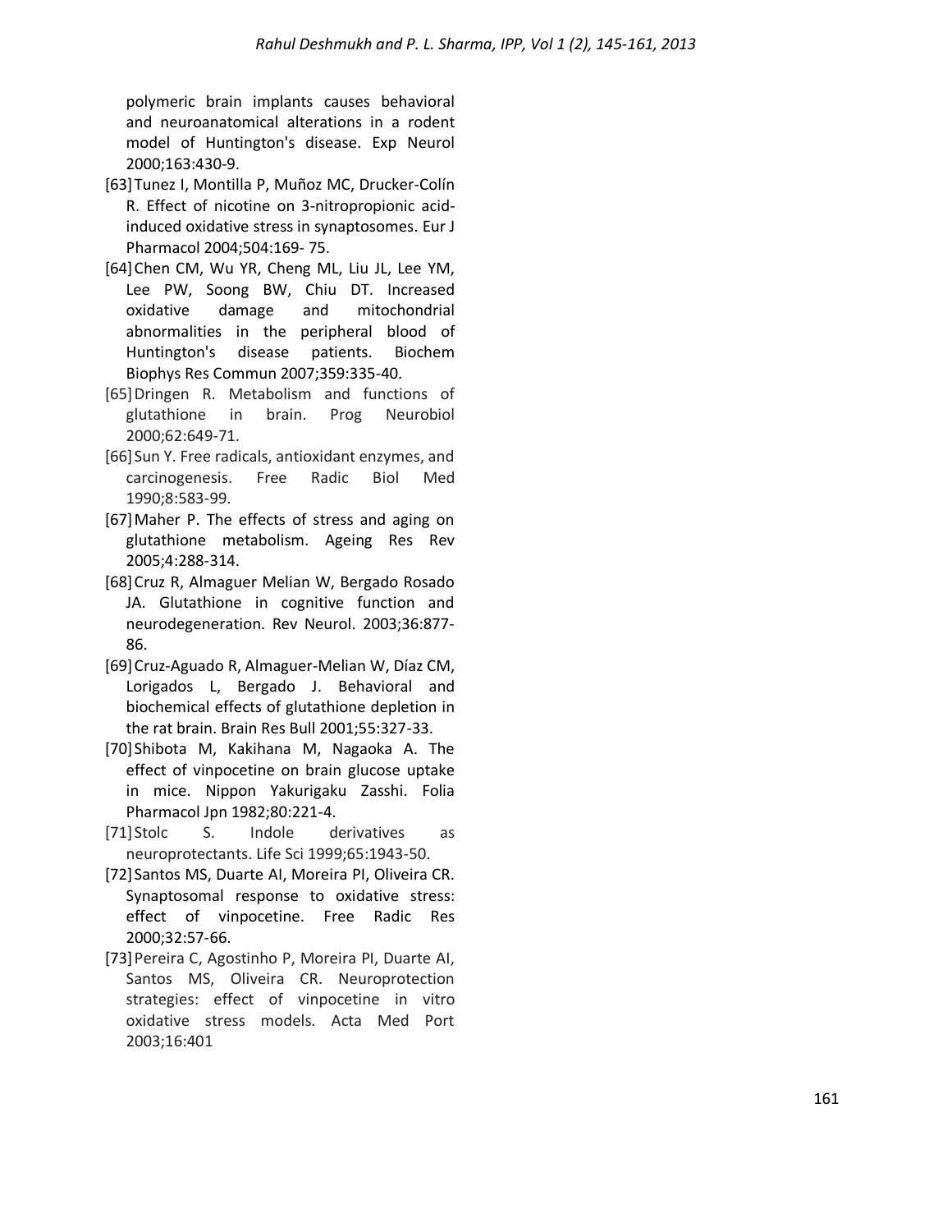polymeric brain implants causes behavioral and neuroanatomical alterations in a rodent model of Huntington's disease. Exp Neurol 2000;163:430-9.

[63] Tunez I, Montilla P, Muñoz MC, Drucker-Colín R. Effect of nicotine on 3-nitropropionic acid-induced oxidative stress in synaptosomes. Eur J Pharmacol 2004;504:169- 75.

[64] Chen CM, Wu YR, Cheng ML, Liu JL, Lee YM, Lee PW, Soong BW, Chiu DT. Increased oxidative damage and mitochondrial abnormalities in the peripheral blood of Huntington's disease patients. Biochem Biophys Res Commun 2007;359:335-40.

[65] Dringen R. Metabolism and functions of glutathione in brain. Prog Neurobiol 2000;62:649-71.

[66] Sun Y. Free radicals, antioxidant enzymes, and carcinogenesis. Free Radic Biol Med 1990;8:583-99.

[67] Maher P. The effects of stress and aging on glutathione metabolism. Ageing Res Rev 2005;4:288-314.

[68] Cruz R, Almaguer Melian W, Bergado Rosado JA. Glutathione in cognitive function and neurodegeneration. Rev Neurol. 2003;36:877-86.

[69] Cruz-Aguado R, Almaguer-Melian W, Díaz CM, Lorigados L, Bergado J. Behavioral and biochemical effects of glutathione depletion in the rat brain. Brain Res Bull 2001;55:327-33.

[70] Shibota M, Kakihana M, Nagaoka A. The effect of vinpocetine on brain glucose uptake in mice. Nippon Yakurigaku Zasshi. Folia Pharmacol Jpn 1982;80:221-4.

[71] Stolc S. Indole derivatives as neuroprotectants. Life Sci 1999;65:1943-50.

[72] Santos MS, Duarte AI, Moreira PI, Oliveira CR. Synaptosomal response to oxidative stress: effect of vinpocetine. Free Radic Res 2000;32:57-66.

[73] Pereira C, Agostinho P, Moreira PI, Duarte AI, Santos MS, Oliveira CR. Neuroprotection strategies: effect of vinpocetine in vitro oxidative stress models. Acta Med Port 2003;16:401